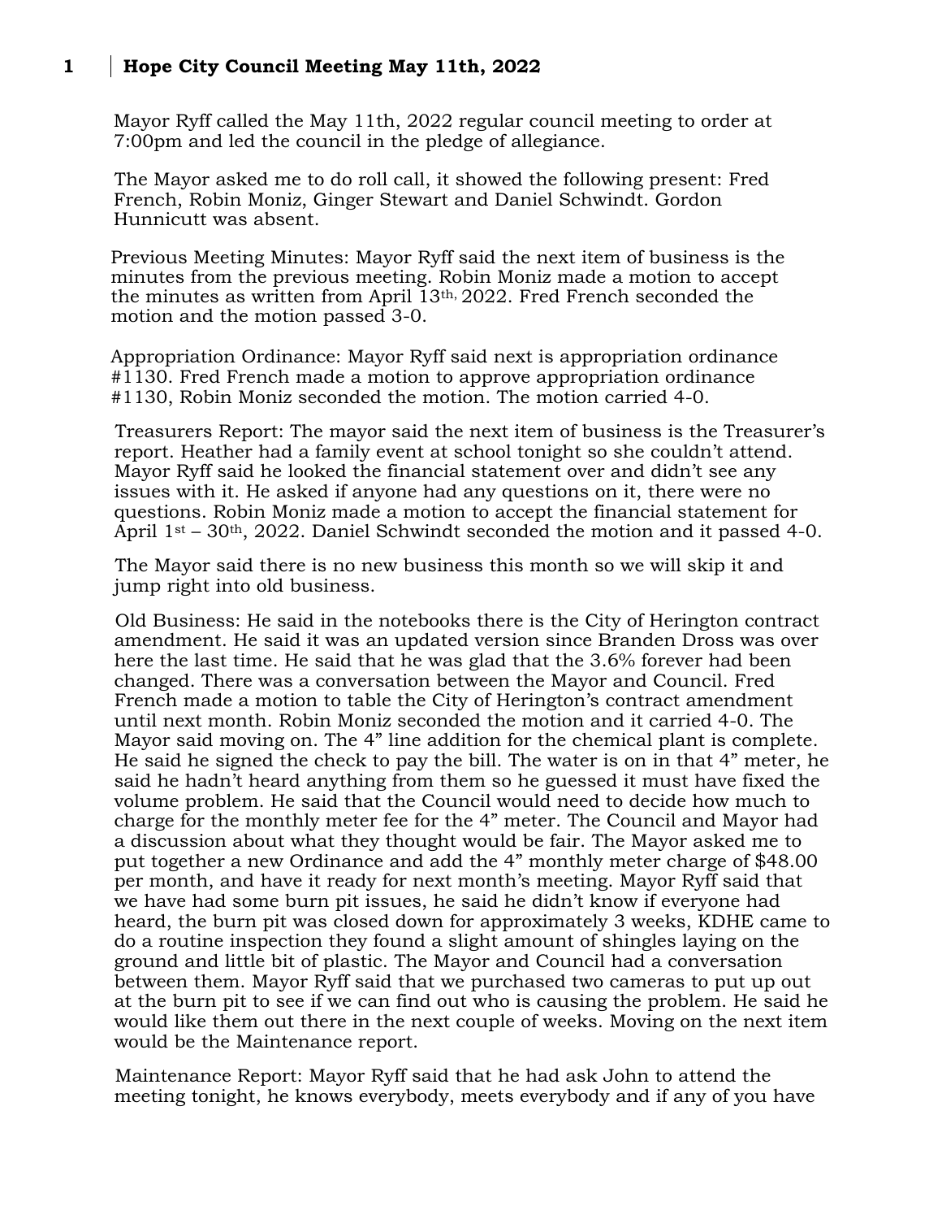# Hope City Council Meeting May 11th, 2022

Mayor Ryff called the May 11th, 2022 regular council meeting to order at 7:00pm and led the council in the pledge of allegiance.

The Mayor asked me to do roll call, it showed the following present: Fred French, Robin Moniz, Ginger Stewart and Daniel Schwindt. Gordon Hunnicutt was absent.

Previous Meeting Minutes: Mayor Ryff said the next item of business is the minutes from the previous meeting. Robin Moniz made a motion to accept the minutes as written from April 13th, 2022. Fred French seconded the motion and the motion passed 3-0.

Appropriation Ordinance: Mayor Ryff said next is appropriation ordinance #1130. Fred French made a motion to approve appropriation ordinance #1130, Robin Moniz seconded the motion. The motion carried 4-0.

Treasurers Report: The mayor said the next item of business is the Treasurer's report. Heather had a family event at school tonight so she couldn't attend. Mayor Ryff said he looked the financial statement over and didn't see any issues with it. He asked if anyone had any questions on it, there were no questions. Robin Moniz made a motion to accept the financial statement for April 1st – 30th, 2022. Daniel Schwindt seconded the motion and it passed 4-0.

The Mayor said there is no new business this month so we will skip it and jump right into old business.

Old Business: He said in the notebooks there is the City of Herington contract amendment. He said it was an updated version since Branden Dross was over here the last time. He said that he was glad that the 3.6% forever had been changed. There was a conversation between the Mayor and Council. Fred French made a motion to table the City of Herington's contract amendment until next month. Robin Moniz seconded the motion and it carried 4-0. The Mayor said moving on. The 4" line addition for the chemical plant is complete. He said he signed the check to pay the bill. The water is on in that 4" meter, he said he hadn't heard anything from them so he guessed it must have fixed the volume problem. He said that the Council would need to decide how much to charge for the monthly meter fee for the 4" meter. The Council and Mayor had a discussion about what they thought would be fair. The Mayor asked me to put together a new Ordinance and add the 4" monthly meter charge of $48.00 per month, and have it ready for next month's meeting. Mayor Ryff said that we have had some burn pit issues, he said he didn't know if everyone had heard, the burn pit was closed down for approximately 3 weeks, KDHE came to do a routine inspection they found a slight amount of shingles laying on the ground and little bit of plastic. The Mayor and Council had a conversation between them. Mayor Ryff said that we purchased two cameras to put up out at the burn pit to see if we can find out who is causing the problem. He said he would like them out there in the next couple of weeks. Moving on the next item would be the Maintenance report.

Maintenance Report: Mayor Ryff said that he had ask John to attend the meeting tonight, he knows everybody, meets everybody and if any of you have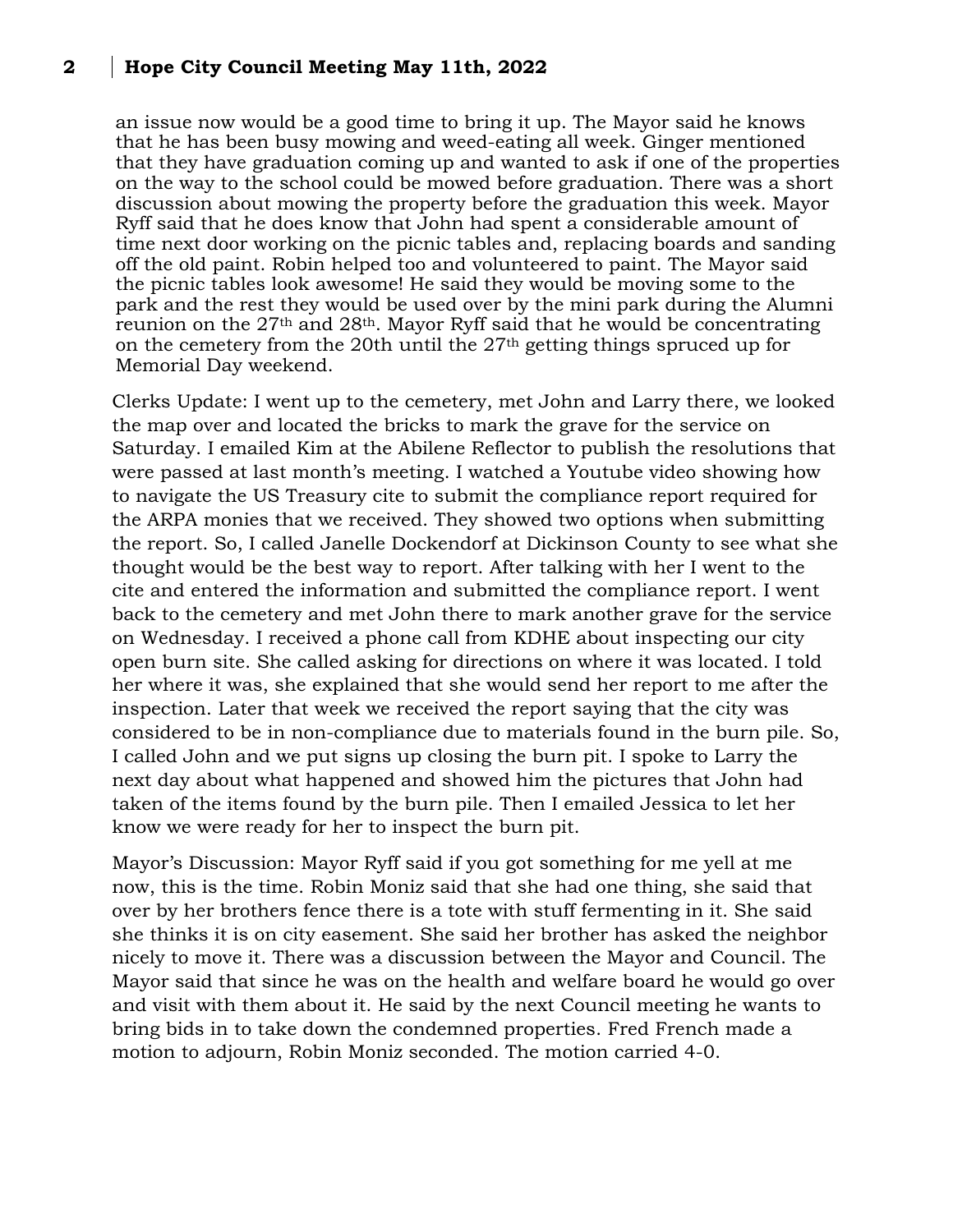an issue now would be a good time to bring it up. The Mayor said he knows that he has been busy mowing and weed-eating all week. Ginger mentioned that they have graduation coming up and wanted to ask if one of the properties on the way to the school could be mowed before graduation. There was a short discussion about mowing the property before the graduation this week. Mayor Ryff said that he does know that John had spent a considerable amount of time next door working on the picnic tables and, replacing boards and sanding off the old paint. Robin helped too and volunteered to paint. The Mayor said the picnic tables look awesome! He said they would be moving some to the park and the rest they would be used over by the mini park during the Alumni reunion on the 27th and 28th. Mayor Ryff said that he would be concentrating on the cemetery from the 20th until the 27th getting things spruced up for Memorial Day weekend.

Clerks Update: I went up to the cemetery, met John and Larry there, we looked the map over and located the bricks to mark the grave for the service on Saturday. I emailed Kim at the Abilene Reflector to publish the resolutions that were passed at last month's meeting. I watched a Youtube video showing how to navigate the US Treasury cite to submit the compliance report required for the ARPA monies that we received. They showed two options when submitting the report. So, I called Janelle Dockendorf at Dickinson County to see what she thought would be the best way to report. After talking with her I went to the cite and entered the information and submitted the compliance report. I went back to the cemetery and met John there to mark another grave for the service on Wednesday. I received a phone call from KDHE about inspecting our city open burn site. She called asking for directions on where it was located. I told her where it was, she explained that she would send her report to me after the inspection. Later that week we received the report saying that the city was considered to be in non-compliance due to materials found in the burn pile. So, I called John and we put signs up closing the burn pit. I spoke to Larry the next day about what happened and showed him the pictures that John had taken of the items found by the burn pile. Then I emailed Jessica to let her know we were ready for her to inspect the burn pit.

Mayor's Discussion: Mayor Ryff said if you got something for me yell at me now, this is the time. Robin Moniz said that she had one thing, she said that over by her brothers fence there is a tote with stuff fermenting in it. She said she thinks it is on city easement. She said her brother has asked the neighbor nicely to move it. There was a discussion between the Mayor and Council. The Mayor said that since he was on the health and welfare board he would go over and visit with them about it. He said by the next Council meeting he wants to bring bids in to take down the condemned properties. Fred French made a motion to adjourn, Robin Moniz seconded. The motion carried 4-0.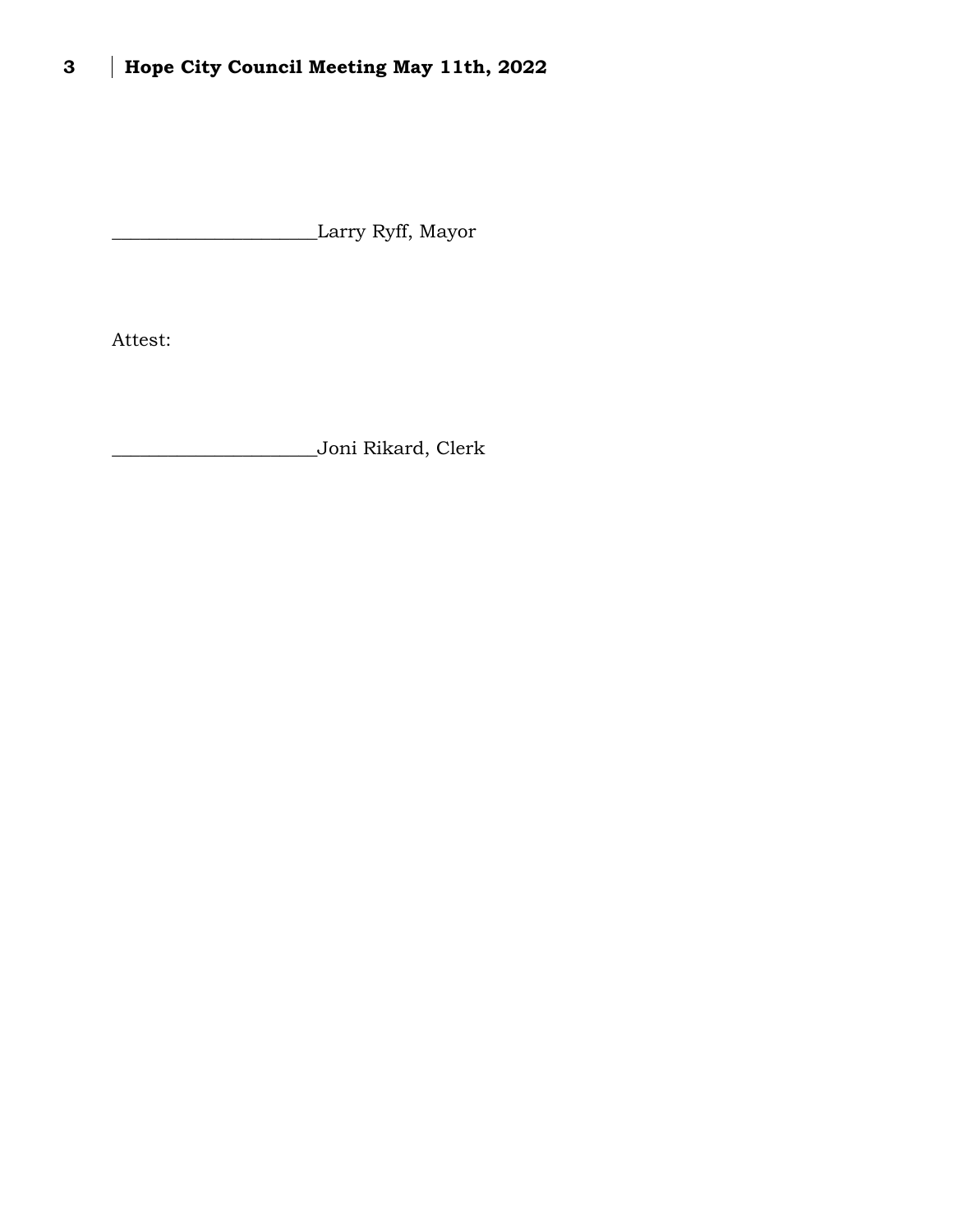______________________Larry Ryff, Mayor

Attest:

______________________Joni Rikard, Clerk